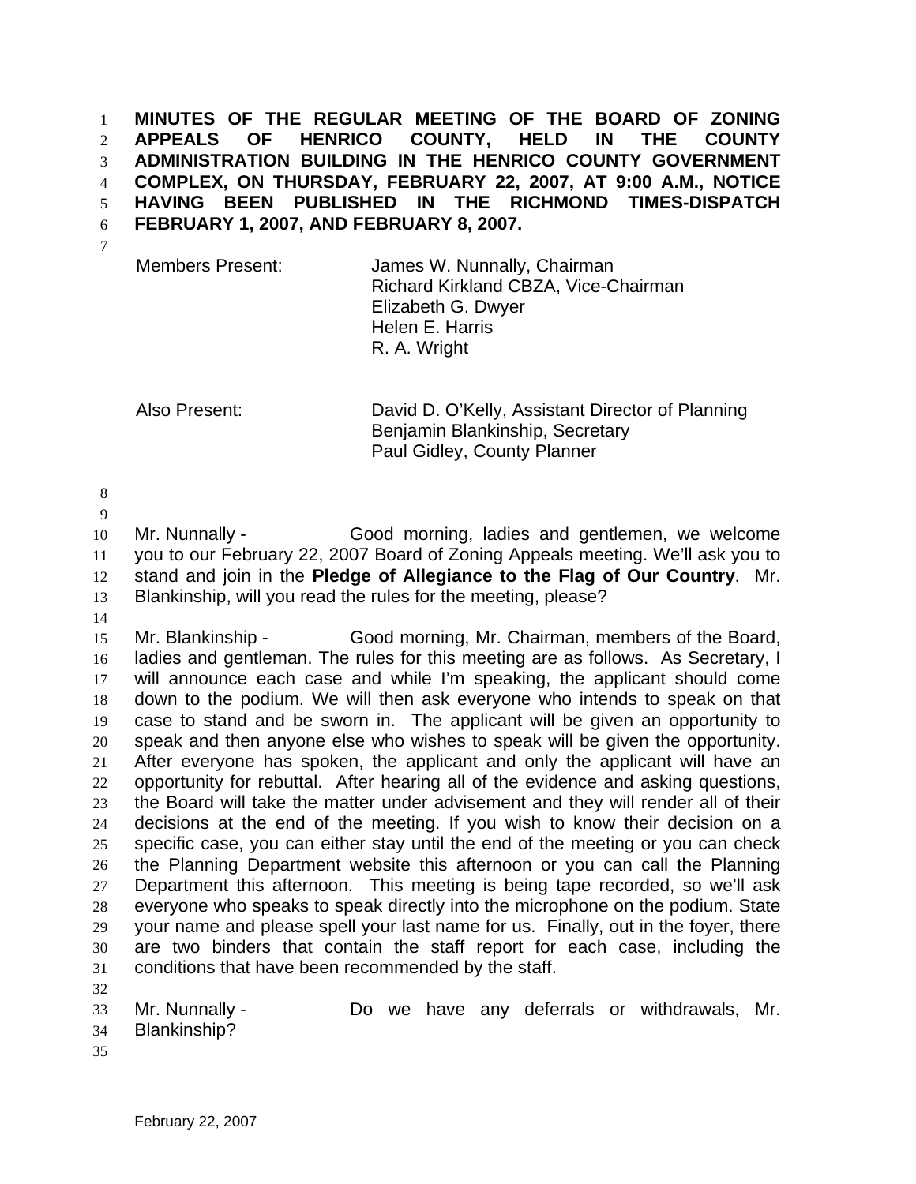**MINUTES OF THE REGULAR MEETING OF THE BOARD OF ZONING APPEALS OF HENRICO COUNTY, HELD IN THE COUNTY ADMINISTRATION BUILDING IN THE HENRICO COUNTY GOVERNMENT COMPLEX, ON THURSDAY, FEBRUARY 22, 2007, AT 9:00 A.M., NOTICE HAVING BEEN PUBLISHED IN THE RICHMOND TIMES-DISPATCH FEBRUARY 1, 2007, AND FEBRUARY 8, 2007.**

| | |
|---|---|
| Members Present: | James W. Nunnally, Chairman |
| | Richard Kirkland CBZA, Vice-Chairman |
| | Elizabeth G. Dwyer |
| | Helen E. Harris |
| | R. A. Wright |
| Also Present: | David D. O'Kelly, Assistant Director of Planning |
| | Benjamin Blankinship, Secretary |
| | Paul Gidley, County Planner |

Mr. Nunnally - Good morning, ladies and gentlemen, we welcome you to our February 22, 2007 Board of Zoning Appeals meeting. We'll ask you to stand and join in the **Pledge of Allegiance to the Flag of Our Country**. Mr. Blankinship, will you read the rules for the meeting, please?

Mr. Blankinship - Good morning, Mr. Chairman, members of the Board, ladies and gentleman. The rules for this meeting are as follows. As Secretary, I will announce each case and while I'm speaking, the applicant should come down to the podium. We will then ask everyone who intends to speak on that case to stand and be sworn in. The applicant will be given an opportunity to speak and then anyone else who wishes to speak will be given the opportunity. After everyone has spoken, the applicant and only the applicant will have an opportunity for rebuttal. After hearing all of the evidence and asking questions, the Board will take the matter under advisement and they will render all of their decisions at the end of the meeting. If you wish to know their decision on a specific case, you can either stay until the end of the meeting or you can check the Planning Department website this afternoon or you can call the Planning Department this afternoon. This meeting is being tape recorded, so we'll ask everyone who speaks to speak directly into the microphone on the podium. State your name and please spell your last name for us. Finally, out in the foyer, there are two binders that contain the staff report for each case, including the conditions that have been recommended by the staff.

Mr. Nunnally - Do we have any deferrals or withdrawals, Mr. Blankinship?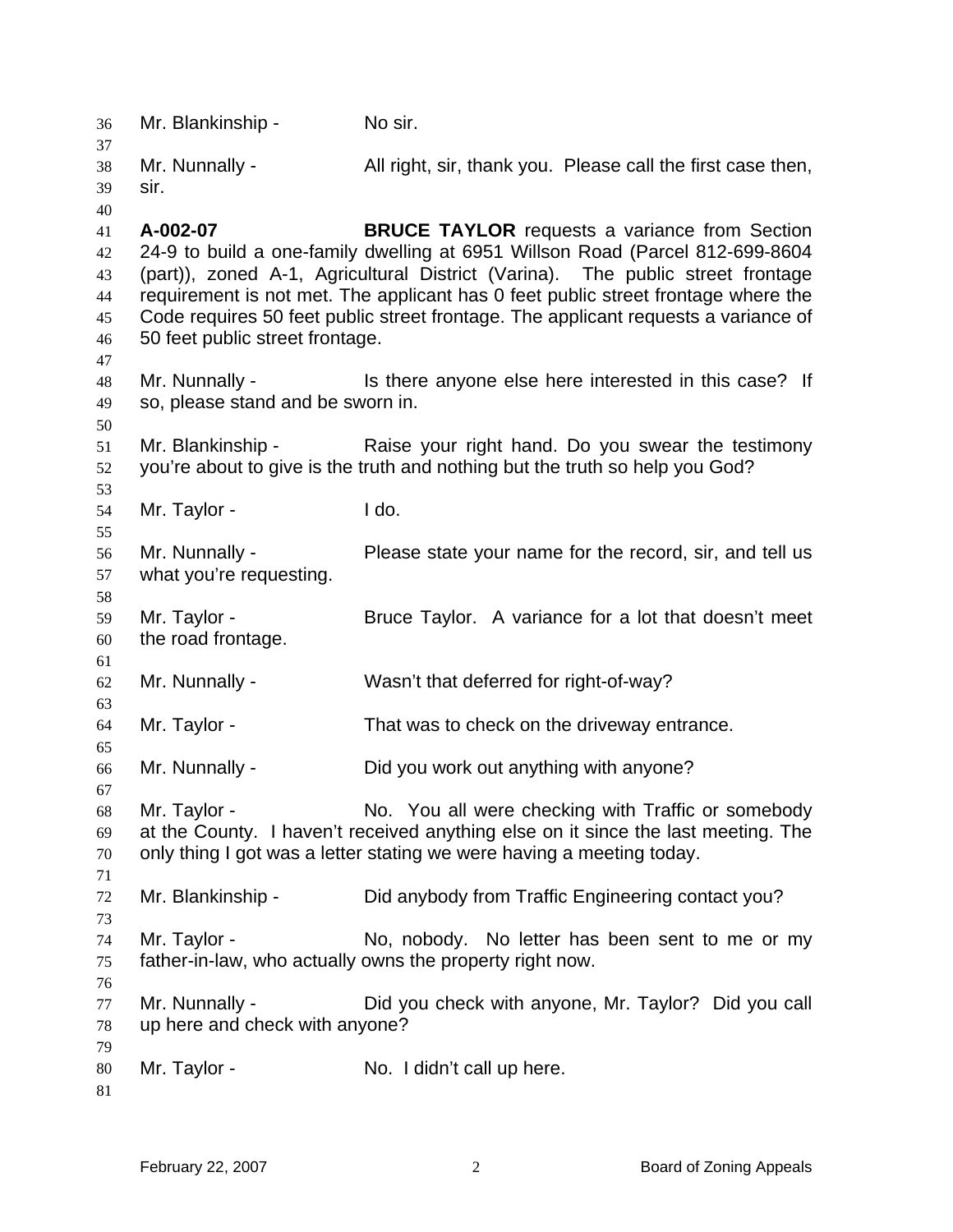Mr. Blankinship - No sir.

Mr. Nunnally - All right, sir, thank you. Please call the first case then, sir.

**A-002-07** **BRUCE TAYLOR** requests a variance from Section 24-9 to build a one-family dwelling at 6951 Willson Road (Parcel 812-699-8604 (part)), zoned A-1, Agricultural District (Varina). The public street frontage requirement is not met. The applicant has 0 feet public street frontage where the Code requires 50 feet public street frontage. The applicant requests a variance of 50 feet public street frontage.

Mr. Nunnally - Is there anyone else here interested in this case? If so, please stand and be sworn in.

Mr. Blankinship - Raise your right hand. Do you swear the testimony you're about to give is the truth and nothing but the truth so help you God?

Mr. Taylor - I do.

Mr. Nunnally - Please state your name for the record, sir, and tell us what you're requesting.

Mr. Taylor - Bruce Taylor. A variance for a lot that doesn't meet the road frontage.

Mr. Nunnally - Wasn't that deferred for right-of-way?

Mr. Taylor - That was to check on the driveway entrance.

Mr. Nunnally - Did you work out anything with anyone?

Mr. Taylor - No. You all were checking with Traffic or somebody at the County. I haven't received anything else on it since the last meeting. The only thing I got was a letter stating we were having a meeting today.

Mr. Blankinship - Did anybody from Traffic Engineering contact you?

Mr. Taylor - No, nobody. No letter has been sent to me or my father-in-law, who actually owns the property right now.

Mr. Nunnally - Did you check with anyone, Mr. Taylor? Did you call up here and check with anyone?

Mr. Taylor - No. I didn't call up here.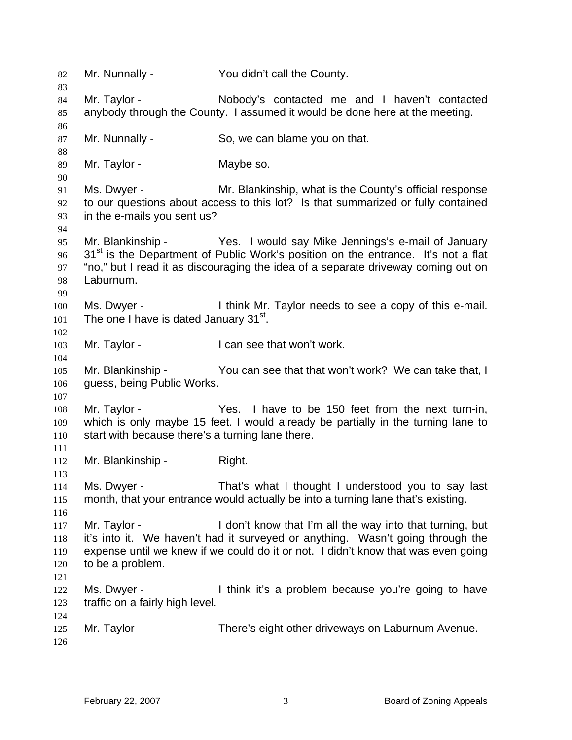Mr. Nunnally - You didn't call the County.

Mr. Taylor - Nobody's contacted me and I haven't contacted anybody through the County. I assumed it would be done here at the meeting.

Mr. Nunnally - So, we can blame you on that.

Mr. Taylor - Maybe so.

Ms. Dwyer - Mr. Blankinship, what is the County's official response to our questions about access to this lot? Is that summarized or fully contained in the e-mails you sent us?

Mr. Blankinship - Yes. I would say Mike Jennings's e-mail of January 31st is the Department of Public Work's position on the entrance. It's not a flat "no," but I read it as discouraging the idea of a separate driveway coming out on Laburnum.

Ms. Dwyer - I think Mr. Taylor needs to see a copy of this e-mail. The one I have is dated January 31st.

Mr. Taylor - I can see that won't work.

Mr. Blankinship - You can see that that won't work? We can take that, I guess, being Public Works.

Mr. Taylor - Yes. I have to be 150 feet from the next turn-in, which is only maybe 15 feet. I would already be partially in the turning lane to start with because there's a turning lane there.

Mr. Blankinship - Right.

Ms. Dwyer - That's what I thought I understood you to say last month, that your entrance would actually be into a turning lane that's existing.

Mr. Taylor - I don't know that I'm all the way into that turning, but it's into it. We haven't had it surveyed or anything. Wasn't going through the expense until we knew if we could do it or not. I didn't know that was even going to be a problem.

Ms. Dwyer - I think it's a problem because you're going to have traffic on a fairly high level.

Mr. Taylor - There's eight other driveways on Laburnum Avenue.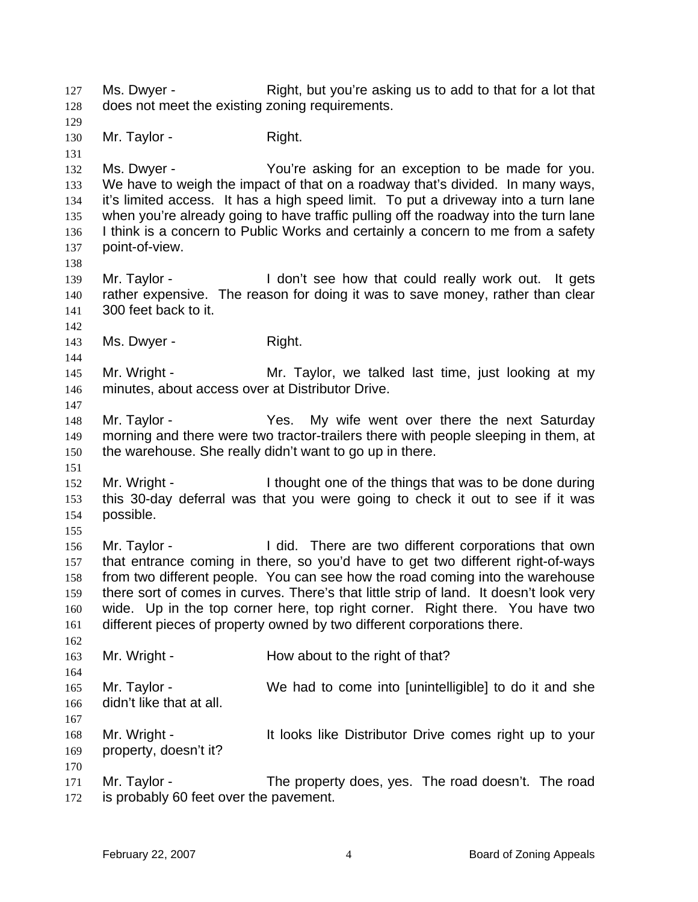Ms. Dwyer - Right, but you're asking us to add to that for a lot that does not meet the existing zoning requirements.

Mr. Taylor - Right.

Ms. Dwyer - You're asking for an exception to be made for you. We have to weigh the impact of that on a roadway that's divided. In many ways, it's limited access. It has a high speed limit. To put a driveway into a turn lane when you're already going to have traffic pulling off the roadway into the turn lane I think is a concern to Public Works and certainly a concern to me from a safety point-of-view.

Mr. Taylor - I don't see how that could really work out. It gets rather expensive. The reason for doing it was to save money, rather than clear 300 feet back to it.

Ms. Dwyer - Right.

Mr. Wright - Mr. Taylor, we talked last time, just looking at my minutes, about access over at Distributor Drive.

Mr. Taylor - Yes. My wife went over there the next Saturday morning and there were two tractor-trailers there with people sleeping in them, at the warehouse. She really didn't want to go up in there.

Mr. Wright - I thought one of the things that was to be done during this 30-day deferral was that you were going to check it out to see if it was possible.

Mr. Taylor - I did. There are two different corporations that own that entrance coming in there, so you'd have to get two different right-of-ways from two different people. You can see how the road coming into the warehouse there sort of comes in curves. There's that little strip of land. It doesn't look very wide. Up in the top corner here, top right corner. Right there. You have two different pieces of property owned by two different corporations there.

Mr. Wright - How about to the right of that?

Mr. Taylor - We had to come into [unintelligible] to do it and she didn't like that at all.

Mr. Wright - It looks like Distributor Drive comes right up to your property, doesn't it?

Mr. Taylor - The property does, yes. The road doesn't. The road is probably 60 feet over the pavement.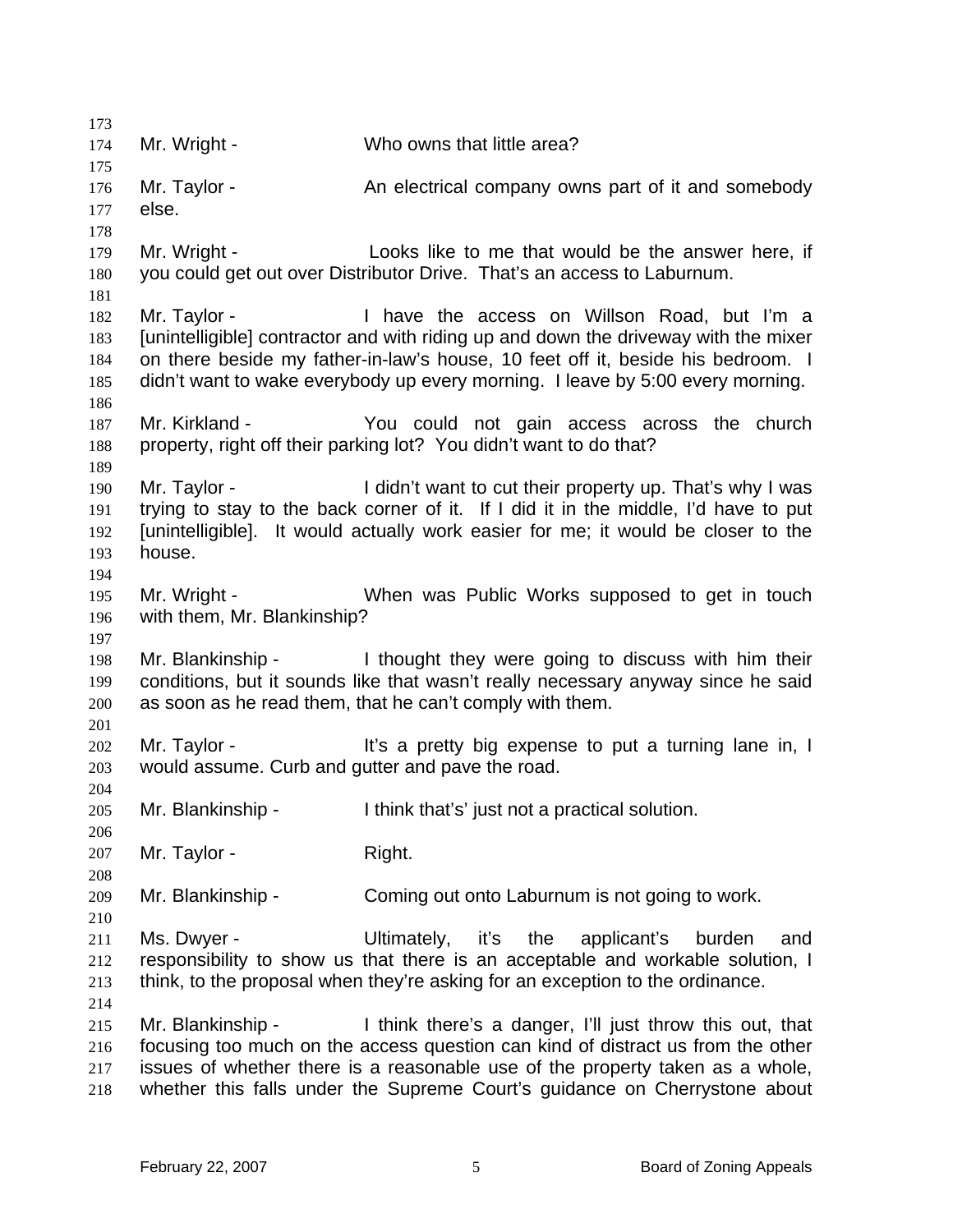Mr. Wright - Who owns that little area?

Mr. Taylor - An electrical company owns part of it and somebody else.

Mr. Wright - Looks like to me that would be the answer here, if you could get out over Distributor Drive. That's an access to Laburnum.

Mr. Taylor - I have the access on Willson Road, but I'm a [unintelligible] contractor and with riding up and down the driveway with the mixer on there beside my father-in-law's house, 10 feet off it, beside his bedroom. I didn't want to wake everybody up every morning. I leave by 5:00 every morning.

Mr. Kirkland - You could not gain access across the church property, right off their parking lot? You didn't want to do that?

Mr. Taylor - I didn't want to cut their property up. That's why I was trying to stay to the back corner of it. If I did it in the middle, I'd have to put [unintelligible]. It would actually work easier for me; it would be closer to the house.

Mr. Wright - When was Public Works supposed to get in touch with them, Mr. Blankinship?

Mr. Blankinship - I thought they were going to discuss with him their conditions, but it sounds like that wasn't really necessary anyway since he said as soon as he read them, that he can't comply with them.

Mr. Taylor - It's a pretty big expense to put a turning lane in, I would assume. Curb and gutter and pave the road.

Mr. Blankinship - I think that's' just not a practical solution.

Mr. Taylor - Right.

Mr. Blankinship - Coming out onto Laburnum is not going to work.

Ms. Dwyer - Ultimately, it's the applicant's burden and responsibility to show us that there is an acceptable and workable solution, I think, to the proposal when they're asking for an exception to the ordinance.

Mr. Blankinship - I think there's a danger, I'll just throw this out, that focusing too much on the access question can kind of distract us from the other issues of whether there is a reasonable use of the property taken as a whole, whether this falls under the Supreme Court's guidance on Cherrystone about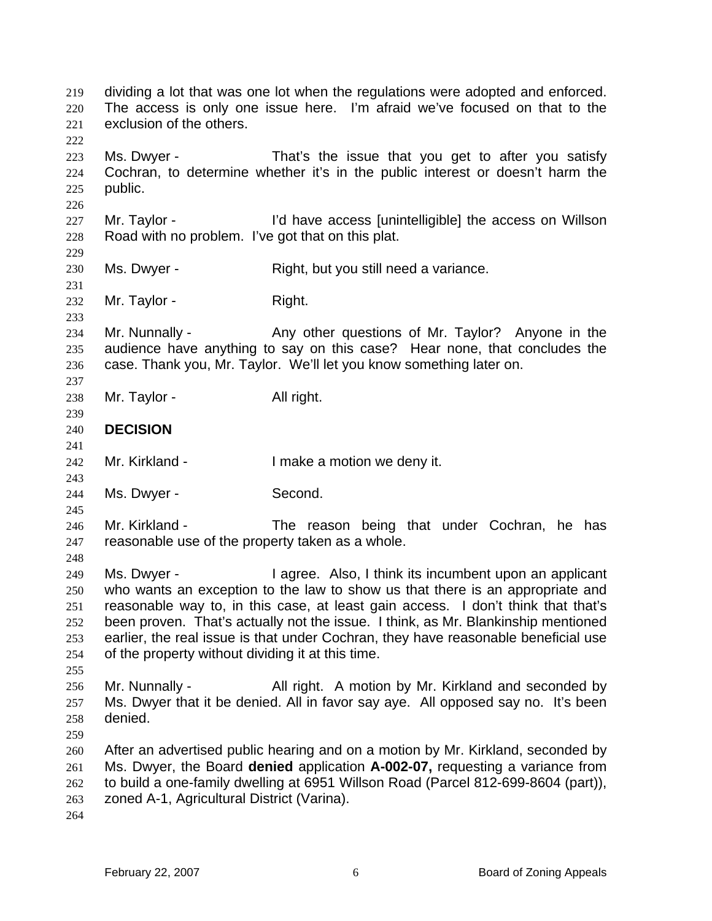dividing a lot that was one lot when the regulations were adopted and enforced. The access is only one issue here. I'm afraid we've focused on that to the exclusion of the others.

Ms. Dwyer - That's the issue that you get to after you satisfy Cochran, to determine whether it's in the public interest or doesn't harm the public.

Mr. Taylor - I'd have access [unintelligible] the access on Willson Road with no problem. I've got that on this plat.

Ms. Dwyer - Right, but you still need a variance.

Mr. Taylor - Right.

Mr. Nunnally - Any other questions of Mr. Taylor? Anyone in the audience have anything to say on this case? Hear none, that concludes the case. Thank you, Mr. Taylor. We'll let you know something later on.

Mr. Taylor - All right.

**DECISION**

Mr. Kirkland - I make a motion we deny it.

Ms. Dwyer - Second.

Mr. Kirkland - The reason being that under Cochran, he has reasonable use of the property taken as a whole.

Ms. Dwyer - I agree. Also, I think its incumbent upon an applicant who wants an exception to the law to show us that there is an appropriate and reasonable way to, in this case, at least gain access. I don't think that that's been proven. That's actually not the issue. I think, as Mr. Blankinship mentioned earlier, the real issue is that under Cochran, they have reasonable beneficial use of the property without dividing it at this time.

Mr. Nunnally - All right. A motion by Mr. Kirkland and seconded by Ms. Dwyer that it be denied. All in favor say aye. All opposed say no. It's been denied.

After an advertised public hearing and on a motion by Mr. Kirkland, seconded by Ms. Dwyer, the Board **denied** application **A-002-07,** requesting a variance from to build a one-family dwelling at 6951 Willson Road (Parcel 812-699-8604 (part)), zoned A-1, Agricultural District (Varina).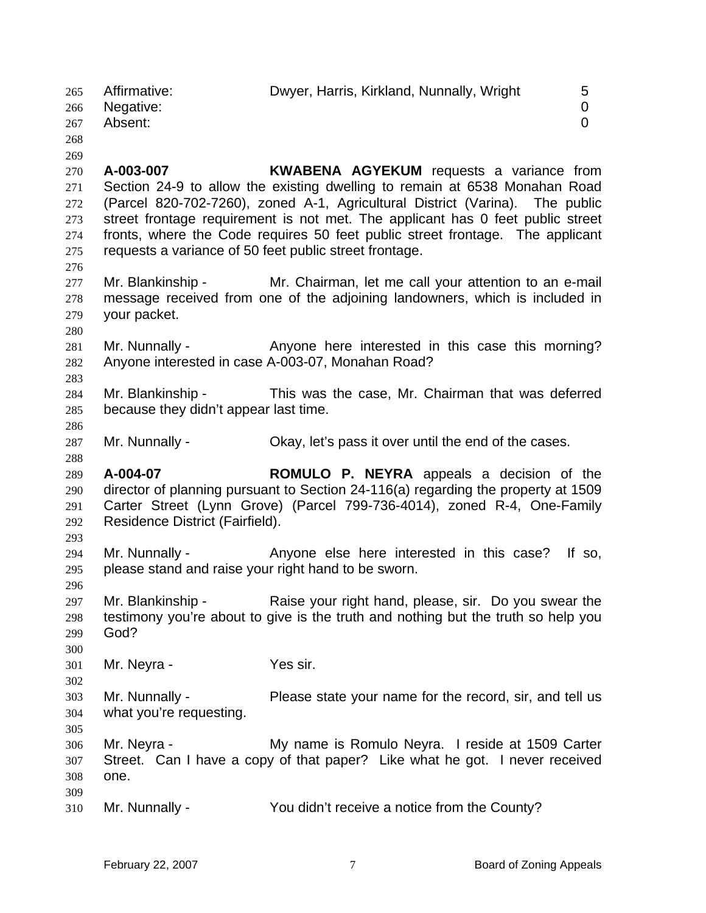| Affirmative: | Dwyer, Harris, Kirkland, Nunnally, Wright | 5 |
|---|---|---|
| Negative: | | 0 |
| Absent: | | 0 |

**A-003-007** **KWABENA AGYEKUM** requests a variance from Section 24-9 to allow the existing dwelling to remain at 6538 Monahan Road (Parcel 820-702-7260), zoned A-1, Agricultural District (Varina). The public street frontage requirement is not met. The applicant has 0 feet public street fronts, where the Code requires 50 feet public street frontage. The applicant requests a variance of 50 feet public street frontage.

Mr. Blankinship - Mr. Chairman, let me call your attention to an e-mail message received from one of the adjoining landowners, which is included in your packet.

Mr. Nunnally - Anyone here interested in this case this morning? Anyone interested in case A-003-07, Monahan Road?

Mr. Blankinship - This was the case, Mr. Chairman that was deferred because they didn't appear last time.

Mr. Nunnally - Okay, let's pass it over until the end of the cases.

**A-004-07** **ROMULO P. NEYRA** appeals a decision of the director of planning pursuant to Section 24-116(a) regarding the property at 1509 Carter Street (Lynn Grove) (Parcel 799-736-4014), zoned R-4, One-Family Residence District (Fairfield).

Mr. Nunnally - Anyone else here interested in this case? If so, please stand and raise your right hand to be sworn.

Mr. Blankinship - Raise your right hand, please, sir. Do you swear the testimony you're about to give is the truth and nothing but the truth so help you God?

Mr. Neyra - Yes sir.

Mr. Nunnally - Please state your name for the record, sir, and tell us what you're requesting.

Mr. Neyra - My name is Romulo Neyra. I reside at 1509 Carter Street. Can I have a copy of that paper? Like what he got. I never received one.

Mr. Nunnally - You didn't receive a notice from the County?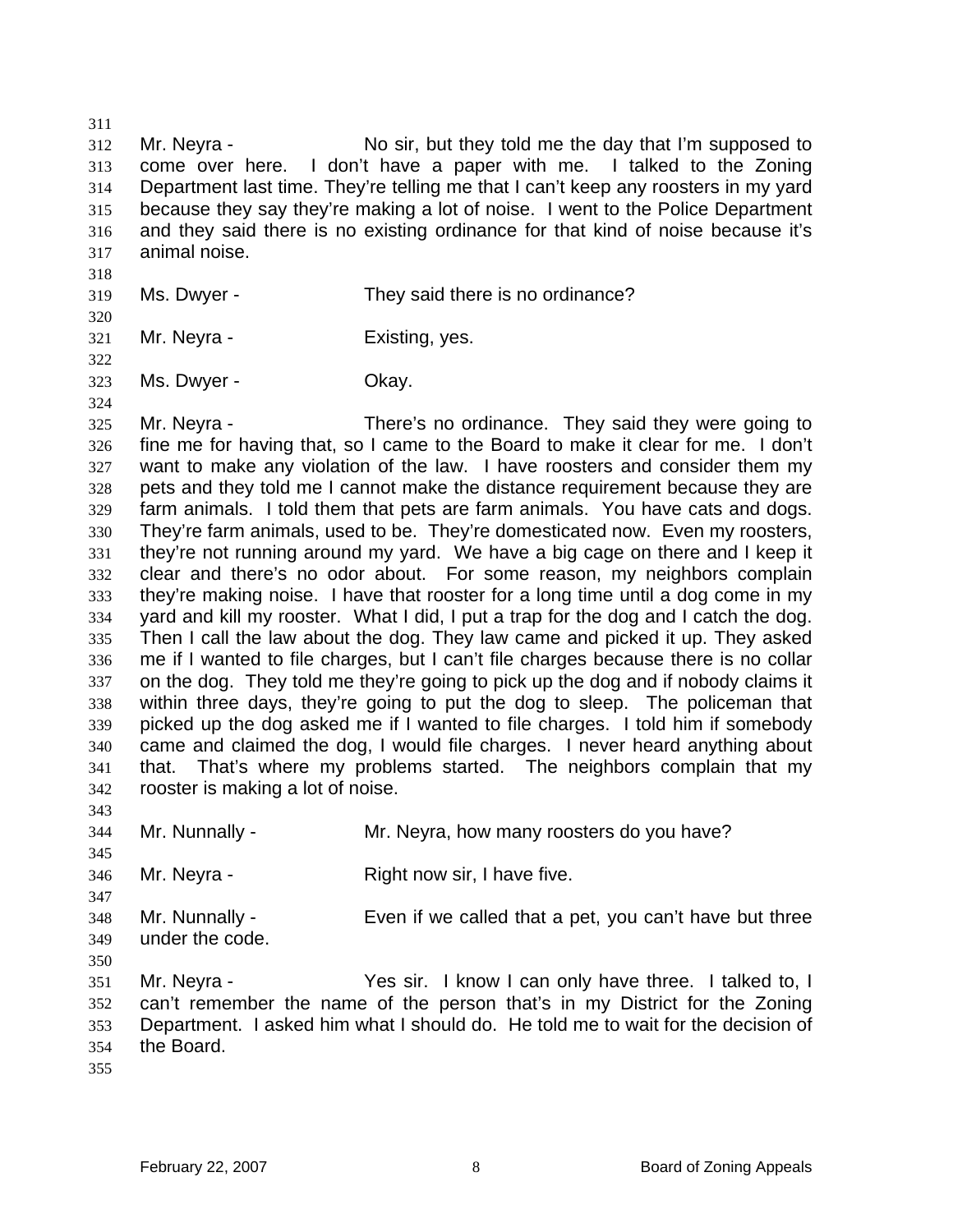Mr. Neyra - No sir, but they told me the day that I'm supposed to come over here. I don't have a paper with me. I talked to the Zoning Department last time. They're telling me that I can't keep any roosters in my yard because they say they're making a lot of noise. I went to the Police Department and they said there is no existing ordinance for that kind of noise because it's animal noise.

Ms. Dwyer - They said there is no ordinance?

Mr. Neyra - Existing, yes.

Ms. Dwyer - Okay.

Mr. Neyra - There's no ordinance. They said they were going to fine me for having that, so I came to the Board to make it clear for me. I don't want to make any violation of the law. I have roosters and consider them my pets and they told me I cannot make the distance requirement because they are farm animals. I told them that pets are farm animals. You have cats and dogs. They're farm animals, used to be. They're domesticated now. Even my roosters, they're not running around my yard. We have a big cage on there and I keep it clear and there's no odor about. For some reason, my neighbors complain they're making noise. I have that rooster for a long time until a dog come in my yard and kill my rooster. What I did, I put a trap for the dog and I catch the dog. Then I call the law about the dog. They law came and picked it up. They asked me if I wanted to file charges, but I can't file charges because there is no collar on the dog. They told me they're going to pick up the dog and if nobody claims it within three days, they're going to put the dog to sleep. The policeman that picked up the dog asked me if I wanted to file charges. I told him if somebody came and claimed the dog, I would file charges. I never heard anything about that. That's where my problems started. The neighbors complain that my rooster is making a lot of noise.

Mr. Nunnally - Mr. Neyra, how many roosters do you have?

Mr. Neyra - Right now sir, I have five.

Mr. Nunnally - Even if we called that a pet, you can't have but three under the code.

Mr. Neyra - Yes sir. I know I can only have three. I talked to, I can't remember the name of the person that's in my District for the Zoning Department. I asked him what I should do. He told me to wait for the decision of the Board.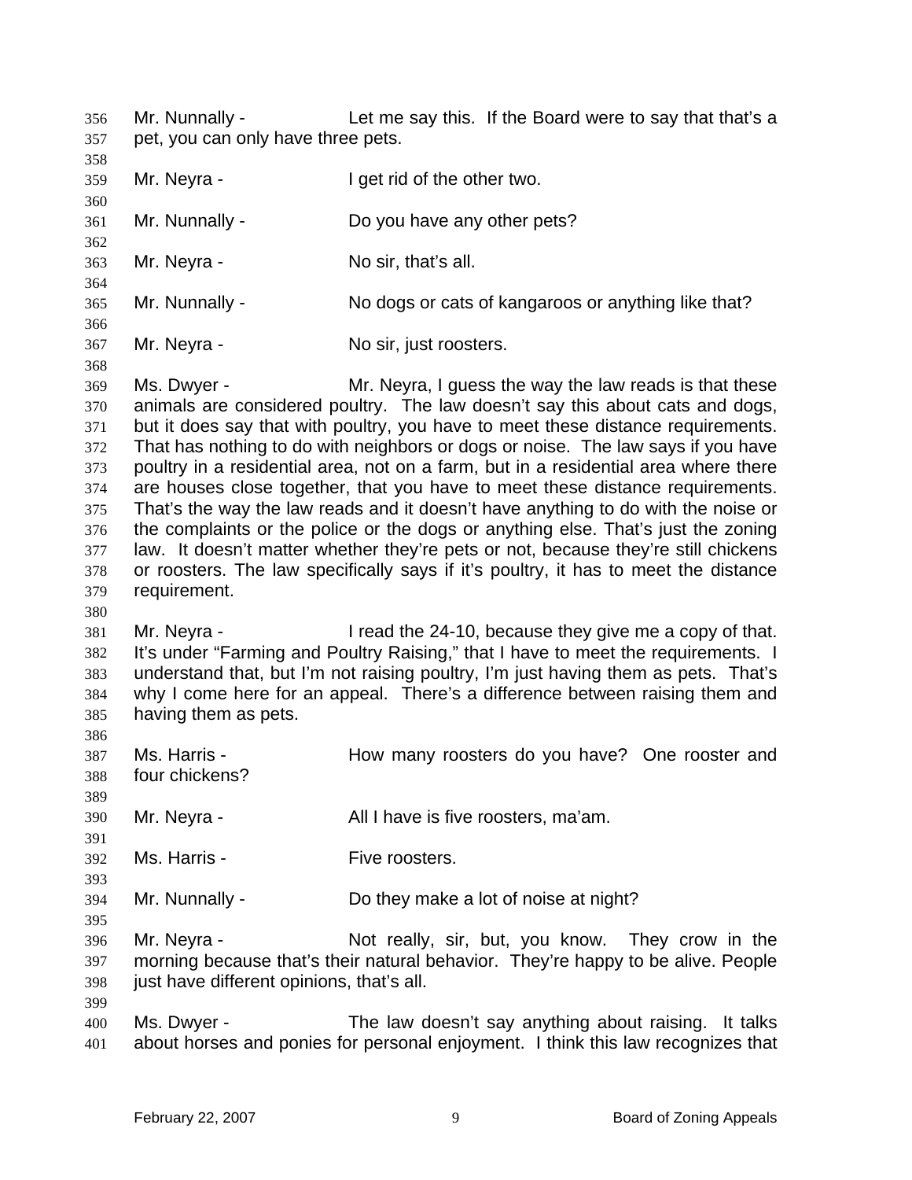Mr. Nunnally - Let me say this. If the Board were to say that that's a pet, you can only have three pets.

Mr. Neyra - I get rid of the other two.

Mr. Nunnally - Do you have any other pets?

Mr. Neyra - No sir, that's all.

Mr. Nunnally - No dogs or cats of kangaroos or anything like that?

Mr. Neyra - No sir, just roosters.

Ms. Dwyer - Mr. Neyra, I guess the way the law reads is that these animals are considered poultry. The law doesn't say this about cats and dogs, but it does say that with poultry, you have to meet these distance requirements. That has nothing to do with neighbors or dogs or noise. The law says if you have poultry in a residential area, not on a farm, but in a residential area where there are houses close together, that you have to meet these distance requirements. That's the way the law reads and it doesn't have anything to do with the noise or the complaints or the police or the dogs or anything else. That's just the zoning law. It doesn't matter whether they're pets or not, because they're still chickens or roosters. The law specifically says if it's poultry, it has to meet the distance requirement.

Mr. Neyra - I read the 24-10, because they give me a copy of that. It's under "Farming and Poultry Raising," that I have to meet the requirements. I understand that, but I'm not raising poultry, I'm just having them as pets. That's why I come here for an appeal. There's a difference between raising them and having them as pets.

Ms. Harris - How many roosters do you have? One rooster and four chickens?

Mr. Neyra - All I have is five roosters, ma'am.

Ms. Harris - Five roosters.

Mr. Nunnally - Do they make a lot of noise at night?

Mr. Neyra - Not really, sir, but, you know. They crow in the morning because that's their natural behavior. They're happy to be alive. People just have different opinions, that's all.

Ms. Dwyer - The law doesn't say anything about raising. It talks about horses and ponies for personal enjoyment. I think this law recognizes that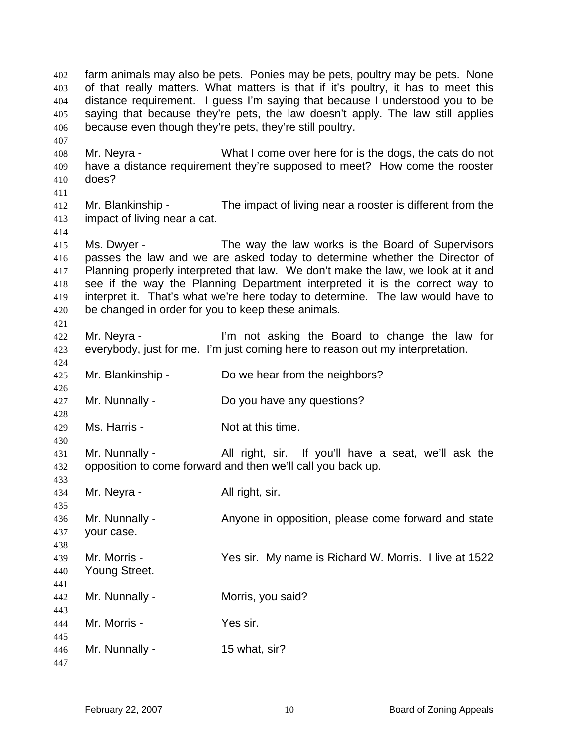farm animals may also be pets. Ponies may be pets, poultry may be pets. None of that really matters. What matters is that if it's poultry, it has to meet this distance requirement. I guess I'm saying that because I understood you to be saying that because they're pets, the law doesn't apply. The law still applies because even though they're pets, they're still poultry.

Mr. Neyra - What I come over here for is the dogs, the cats do not have a distance requirement they're supposed to meet? How come the rooster does?

Mr. Blankinship - The impact of living near a rooster is different from the impact of living near a cat.

Ms. Dwyer - The way the law works is the Board of Supervisors passes the law and we are asked today to determine whether the Director of Planning properly interpreted that law. We don't make the law, we look at it and see if the way the Planning Department interpreted it is the correct way to interpret it. That's what we're here today to determine. The law would have to be changed in order for you to keep these animals.

Mr. Neyra - I'm not asking the Board to change the law for everybody, just for me. I'm just coming here to reason out my interpretation.

Mr. Blankinship - Do we hear from the neighbors?

Mr. Nunnally - Do you have any questions?

Ms. Harris - Not at this time.

Mr. Nunnally - All right, sir. If you'll have a seat, we'll ask the opposition to come forward and then we'll call you back up.

Mr. Neyra - All right, sir.

Mr. Nunnally - Anyone in opposition, please come forward and state your case.

Mr. Morris - Yes sir. My name is Richard W. Morris. I live at 1522 Young Street.

Mr. Nunnally - Morris, you said?

Mr. Morris - Yes sir.

Mr. Nunnally - 15 what, sir?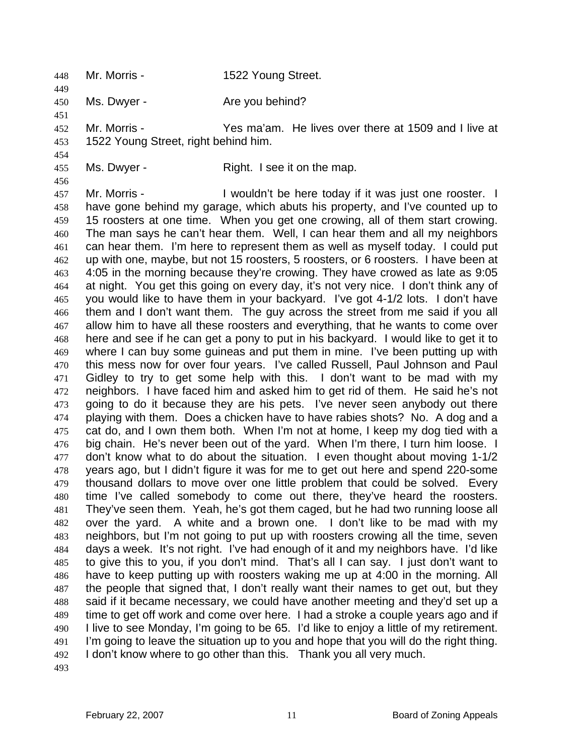Mr. Morris - 1522 Young Street.

Ms. Dwyer - Are you behind?

Mr. Morris - Yes ma'am. He lives over there at 1509 and I live at 1522 Young Street, right behind him.

Ms. Dwyer - Right. I see it on the map.

Mr. Morris - I wouldn't be here today if it was just one rooster. I have gone behind my garage, which abuts his property, and I've counted up to 15 roosters at one time. When you get one crowing, all of them start crowing. The man says he can't hear them. Well, I can hear them and all my neighbors can hear them. I'm here to represent them as well as myself today. I could put up with one, maybe, but not 15 roosters, 5 roosters, or 6 roosters. I have been at 4:05 in the morning because they're crowing. They have crowed as late as 9:05 at night. You get this going on every day, it's not very nice. I don't think any of you would like to have them in your backyard. I've got 4-1/2 lots. I don't have them and I don't want them. The guy across the street from me said if you all allow him to have all these roosters and everything, that he wants to come over here and see if he can get a pony to put in his backyard. I would like to get it to where I can buy some guineas and put them in mine. I've been putting up with this mess now for over four years. I've called Russell, Paul Johnson and Paul Gidley to try to get some help with this. I don't want to be mad with my neighbors. I have faced him and asked him to get rid of them. He said he's not going to do it because they are his pets. I've never seen anybody out there playing with them. Does a chicken have to have rabies shots? No. A dog and a cat do, and I own them both. When I'm not at home, I keep my dog tied with a big chain. He's never been out of the yard. When I'm there, I turn him loose. I don't know what to do about the situation. I even thought about moving 1-1/2 years ago, but I didn't figure it was for me to get out here and spend 220-some thousand dollars to move over one little problem that could be solved. Every time I've called somebody to come out there, they've heard the roosters. They've seen them. Yeah, he's got them caged, but he had two running loose all over the yard. A white and a brown one. I don't like to be mad with my neighbors, but I'm not going to put up with roosters crowing all the time, seven days a week. It's not right. I've had enough of it and my neighbors have. I'd like to give this to you, if you don't mind. That's all I can say. I just don't want to have to keep putting up with roosters waking me up at 4:00 in the morning. All the people that signed that, I don't really want their names to get out, but they said if it became necessary, we could have another meeting and they'd set up a time to get off work and come over here. I had a stroke a couple years ago and if I live to see Monday, I'm going to be 65. I'd like to enjoy a little of my retirement. I'm going to leave the situation up to you and hope that you will do the right thing. I don't know where to go other than this. Thank you all very much.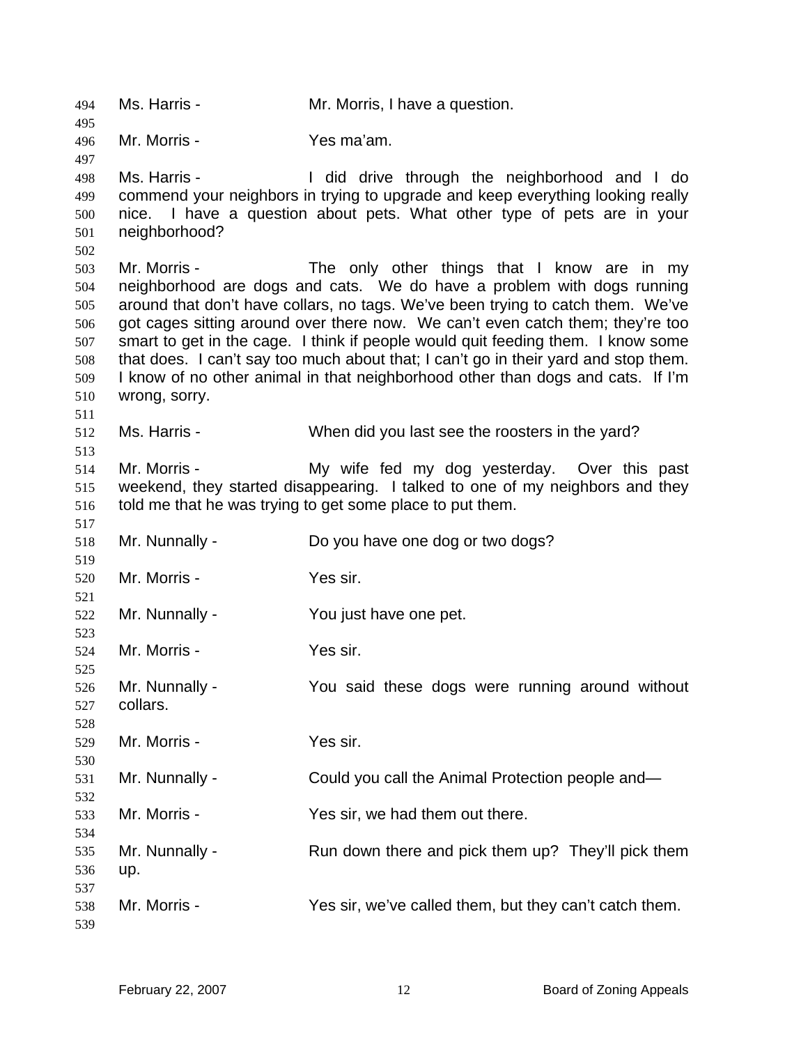Ms. Harris - Mr. Morris, I have a question.

Mr. Morris - Yes ma'am.

Ms. Harris - I did drive through the neighborhood and I do commend your neighbors in trying to upgrade and keep everything looking really nice. I have a question about pets. What other type of pets are in your neighborhood?

Mr. Morris - The only other things that I know are in my neighborhood are dogs and cats. We do have a problem with dogs running around that don't have collars, no tags. We've been trying to catch them. We've got cages sitting around over there now. We can't even catch them; they're too smart to get in the cage. I think if people would quit feeding them. I know some that does. I can't say too much about that; I can't go in their yard and stop them. I know of no other animal in that neighborhood other than dogs and cats. If I'm wrong, sorry.

Ms. Harris - When did you last see the roosters in the yard?

Mr. Morris - My wife fed my dog yesterday. Over this past weekend, they started disappearing. I talked to one of my neighbors and they told me that he was trying to get some place to put them.

Mr. Nunnally - Do you have one dog or two dogs?

Mr. Morris - Yes sir.

Mr. Nunnally - You just have one pet.

Mr. Morris - Yes sir.

Mr. Nunnally - You said these dogs were running around without collars.

Mr. Morris - Yes sir.

Mr. Nunnally - Could you call the Animal Protection people and—

Mr. Morris - Yes sir, we had them out there.

Mr. Nunnally - Run down there and pick them up? They'll pick them up.

Mr. Morris - Yes sir, we've called them, but they can't catch them.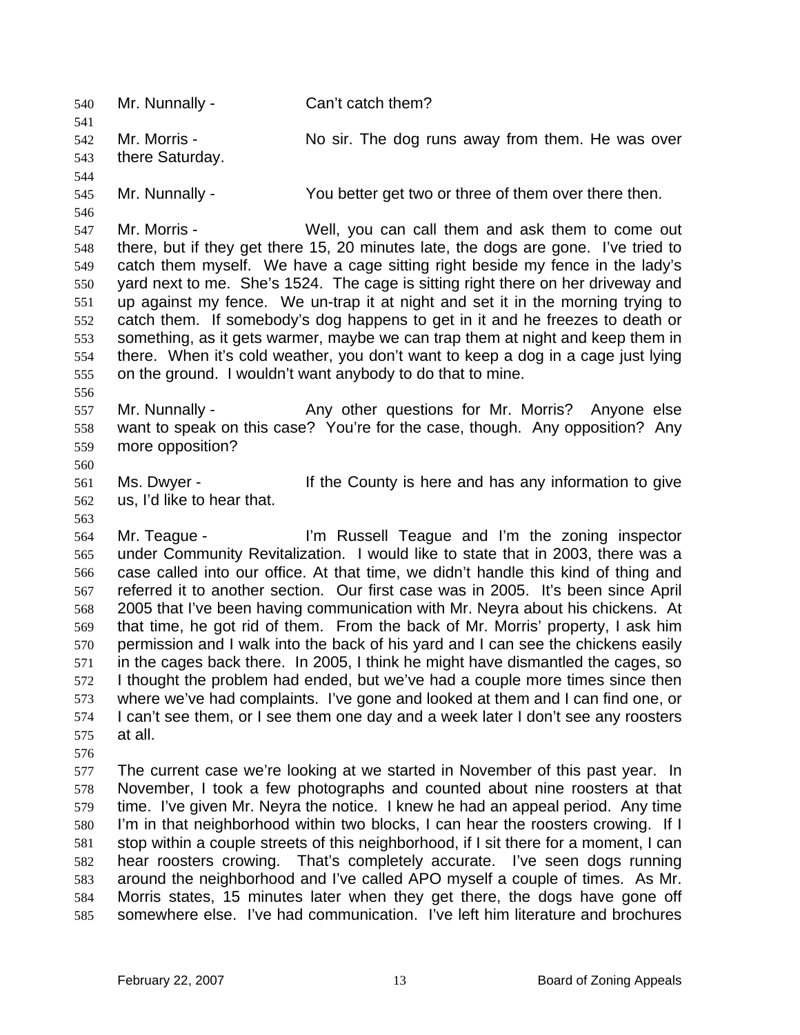Mr. Nunnally - Can't catch them?

Mr. Morris - No sir. The dog runs away from them. He was over there Saturday.

Mr. Nunnally - You better get two or three of them over there then.

Mr. Morris - Well, you can call them and ask them to come out there, but if they get there 15, 20 minutes late, the dogs are gone. I've tried to catch them myself. We have a cage sitting right beside my fence in the lady's yard next to me. She's 1524. The cage is sitting right there on her driveway and up against my fence. We un-trap it at night and set it in the morning trying to catch them. If somebody's dog happens to get in it and he freezes to death or something, as it gets warmer, maybe we can trap them at night and keep them in there. When it's cold weather, you don't want to keep a dog in a cage just lying on the ground. I wouldn't want anybody to do that to mine.

Mr. Nunnally - Any other questions for Mr. Morris? Anyone else want to speak on this case? You're for the case, though. Any opposition? Any more opposition?

Ms. Dwyer - If the County is here and has any information to give us, I'd like to hear that.

Mr. Teague - I'm Russell Teague and I'm the zoning inspector under Community Revitalization. I would like to state that in 2003, there was a case called into our office. At that time, we didn't handle this kind of thing and referred it to another section. Our first case was in 2005. It's been since April 2005 that I've been having communication with Mr. Neyra about his chickens. At that time, he got rid of them. From the back of Mr. Morris' property, I ask him permission and I walk into the back of his yard and I can see the chickens easily in the cages back there. In 2005, I think he might have dismantled the cages, so I thought the problem had ended, but we've had a couple more times since then where we've had complaints. I've gone and looked at them and I can find one, or I can't see them, or I see them one day and a week later I don't see any roosters at all.

The current case we're looking at we started in November of this past year. In November, I took a few photographs and counted about nine roosters at that time. I've given Mr. Neyra the notice. I knew he had an appeal period. Any time I'm in that neighborhood within two blocks, I can hear the roosters crowing. If I stop within a couple streets of this neighborhood, if I sit there for a moment, I can hear roosters crowing. That's completely accurate. I've seen dogs running around the neighborhood and I've called APO myself a couple of times. As Mr. Morris states, 15 minutes later when they get there, the dogs have gone off somewhere else. I've had communication. I've left him literature and brochures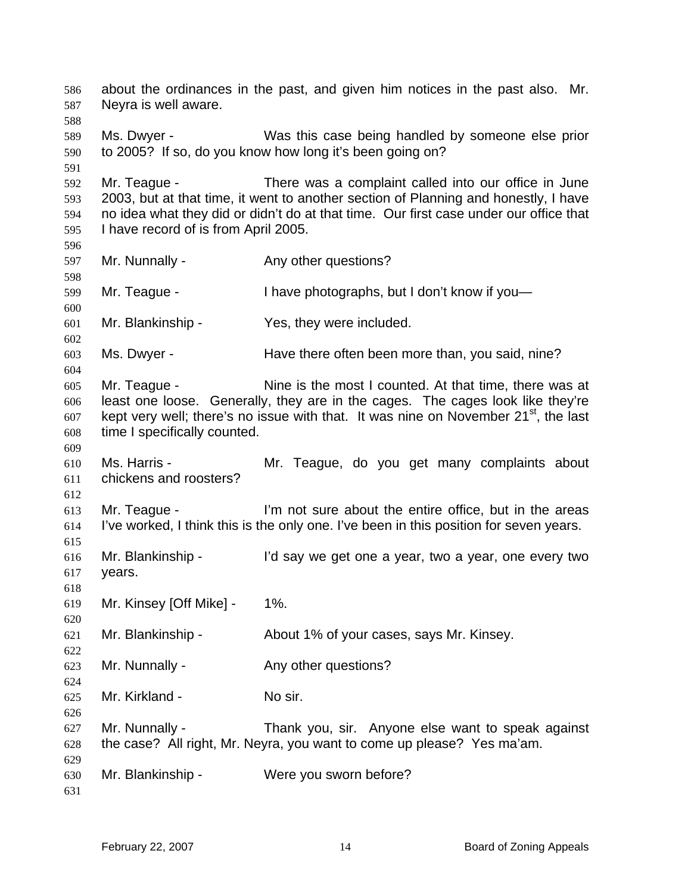about the ordinances in the past, and given him notices in the past also. Mr. Neyra is well aware.

Ms. Dwyer - Was this case being handled by someone else prior to 2005? If so, do you know how long it's been going on?

Mr. Teague - There was a complaint called into our office in June 2003, but at that time, it went to another section of Planning and honestly, I have no idea what they did or didn't do at that time. Our first case under our office that I have record of is from April 2005.

Mr. Nunnally - Any other questions?

Mr. Teague - I have photographs, but I don't know if you—

Mr. Blankinship - Yes, they were included.

Ms. Dwyer - Have there often been more than, you said, nine?

Mr. Teague - Nine is the most I counted. At that time, there was at least one loose. Generally, they are in the cages. The cages look like they're kept very well; there's no issue with that. It was nine on November 21st, the last time I specifically counted.

Ms. Harris - Mr. Teague, do you get many complaints about chickens and roosters?

Mr. Teague - I'm not sure about the entire office, but in the areas I've worked, I think this is the only one. I've been in this position for seven years.

Mr. Blankinship - I'd say we get one a year, two a year, one every two years.

Mr. Kinsey [Off Mike] - 1%.

Mr. Blankinship - About 1% of your cases, says Mr. Kinsey.

Mr. Nunnally - Any other questions?

Mr. Kirkland - No sir.

Mr. Nunnally - Thank you, sir. Anyone else want to speak against the case? All right, Mr. Neyra, you want to come up please? Yes ma'am.

Mr. Blankinship - Were you sworn before?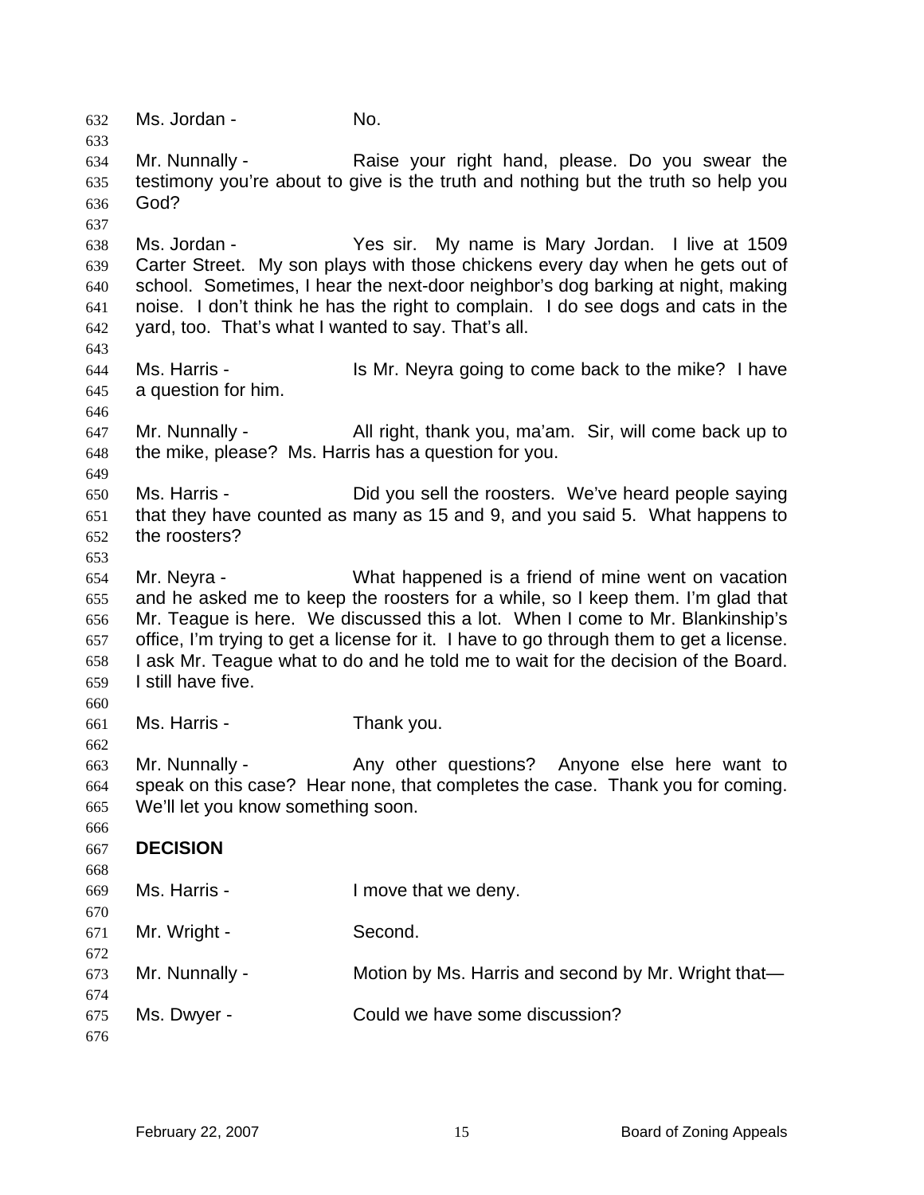Ms. Jordan - No.

Mr. Nunnally - Raise your right hand, please. Do you swear the testimony you're about to give is the truth and nothing but the truth so help you God?

Ms. Jordan - Yes sir. My name is Mary Jordan. I live at 1509 Carter Street. My son plays with those chickens every day when he gets out of school. Sometimes, I hear the next-door neighbor's dog barking at night, making noise. I don't think he has the right to complain. I do see dogs and cats in the yard, too. That's what I wanted to say. That's all.

Ms. Harris - Is Mr. Neyra going to come back to the mike? I have a question for him.

Mr. Nunnally - All right, thank you, ma'am. Sir, will come back up to the mike, please? Ms. Harris has a question for you.

Ms. Harris - Did you sell the roosters. We've heard people saying that they have counted as many as 15 and 9, and you said 5. What happens to the roosters?

Mr. Neyra - What happened is a friend of mine went on vacation and he asked me to keep the roosters for a while, so I keep them. I'm glad that Mr. Teague is here. We discussed this a lot. When I come to Mr. Blankinship's office, I'm trying to get a license for it. I have to go through them to get a license. I ask Mr. Teague what to do and he told me to wait for the decision of the Board. I still have five.

Ms. Harris - Thank you.

Mr. Nunnally - Any other questions? Anyone else here want to speak on this case? Hear none, that completes the case. Thank you for coming. We'll let you know something soon.

**DECISION**

Ms. Harris - I move that we deny.

Mr. Wright - Second.

Mr. Nunnally - Motion by Ms. Harris and second by Mr. Wright that—

Ms. Dwyer - Could we have some discussion?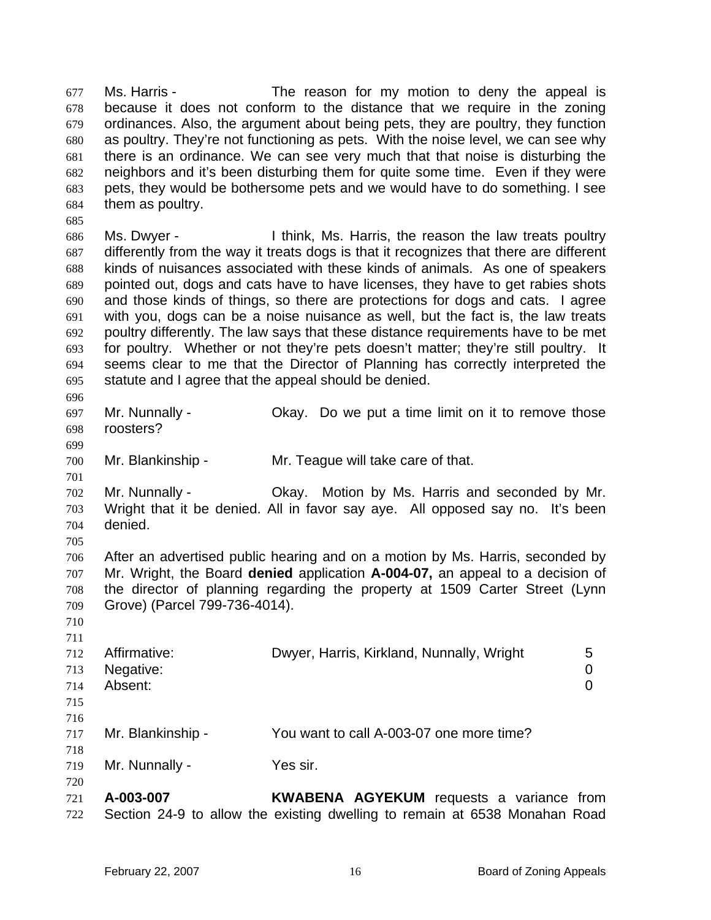Ms. Harris - The reason for my motion to deny the appeal is because it does not conform to the distance that we require in the zoning ordinances. Also, the argument about being pets, they are poultry, they function as poultry. They're not functioning as pets. With the noise level, we can see why there is an ordinance. We can see very much that that noise is disturbing the neighbors and it's been disturbing them for quite some time. Even if they were pets, they would be bothersome pets and we would have to do something. I see them as poultry.

Ms. Dwyer - I think, Ms. Harris, the reason the law treats poultry differently from the way it treats dogs is that it recognizes that there are different kinds of nuisances associated with these kinds of animals. As one of speakers pointed out, dogs and cats have to have licenses, they have to get rabies shots and those kinds of things, so there are protections for dogs and cats. I agree with you, dogs can be a noise nuisance as well, but the fact is, the law treats poultry differently. The law says that these distance requirements have to be met for poultry. Whether or not they're pets doesn't matter; they're still poultry. It seems clear to me that the Director of Planning has correctly interpreted the statute and I agree that the appeal should be denied.

Mr. Nunnally - Okay. Do we put a time limit on it to remove those roosters?

Mr. Blankinship - Mr. Teague will take care of that.

Mr. Nunnally - Okay. Motion by Ms. Harris and seconded by Mr. Wright that it be denied. All in favor say aye. All opposed say no. It's been denied.

After an advertised public hearing and on a motion by Ms. Harris, seconded by Mr. Wright, the Board **denied** application **A-004-07,** an appeal to a decision of the director of planning regarding the property at 1509 Carter Street (Lynn Grove) (Parcel 799-736-4014).

| | | |
|---|---|---|
| Affirmative: | Dwyer, Harris, Kirkland, Nunnally, Wright | 5 |
| Negative: | | 0 |
| Absent: | | 0 |

Mr. Blankinship - You want to call A-003-07 one more time?

Mr. Nunnally - Yes sir.

**A-003-007** **KWABENA AGYEKUM** requests a variance from Section 24-9 to allow the existing dwelling to remain at 6538 Monahan Road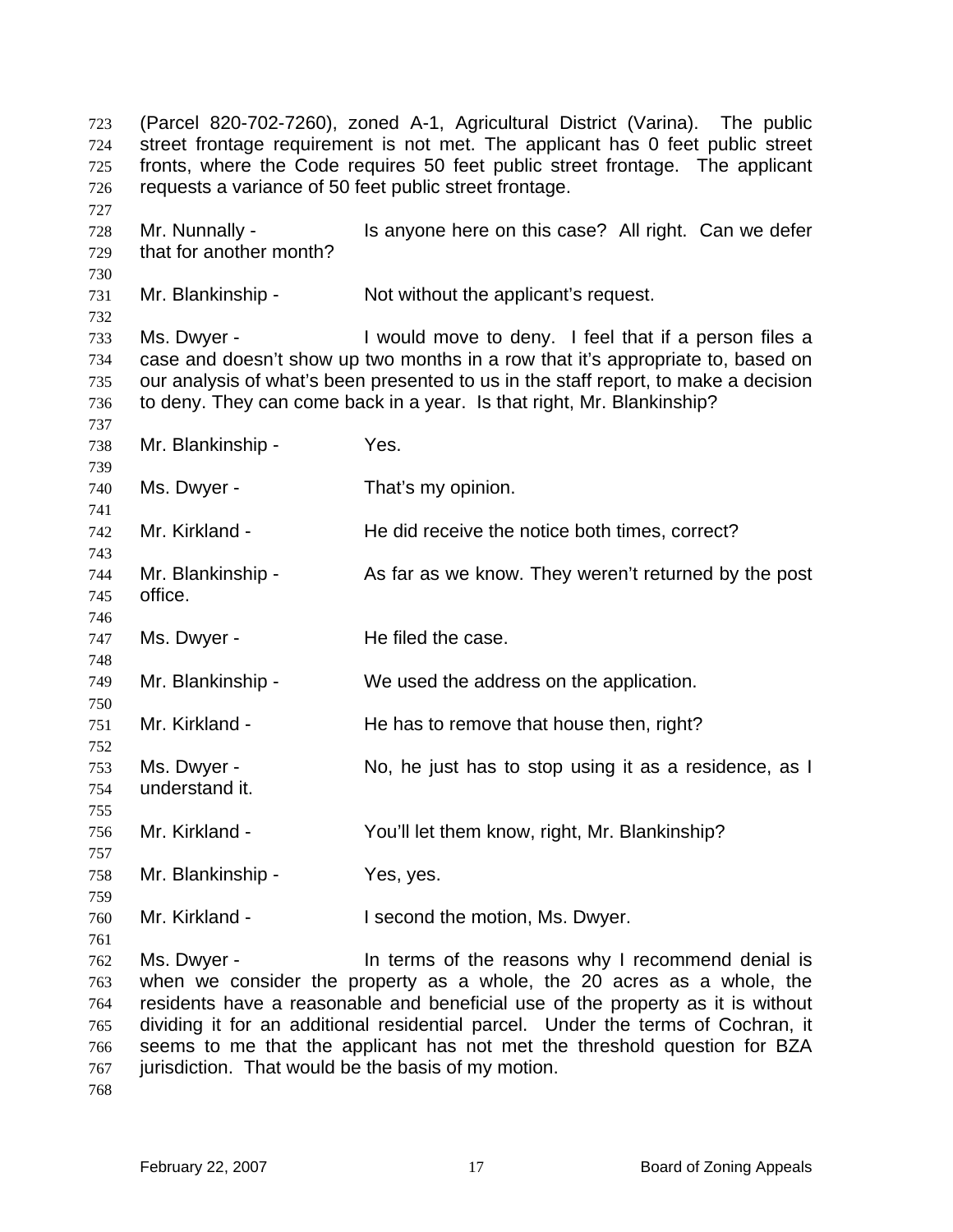(Parcel 820-702-7260), zoned A-1, Agricultural District (Varina). The public street frontage requirement is not met. The applicant has 0 feet public street fronts, where the Code requires 50 feet public street frontage. The applicant requests a variance of 50 feet public street frontage.

Mr. Nunnally - Is anyone here on this case? All right. Can we defer that for another month?

Mr. Blankinship - Not without the applicant's request.

Ms. Dwyer - I would move to deny. I feel that if a person files a case and doesn't show up two months in a row that it's appropriate to, based on our analysis of what's been presented to us in the staff report, to make a decision to deny. They can come back in a year. Is that right, Mr. Blankinship?

Mr. Blankinship - Yes.

Ms. Dwyer - That's my opinion.

Mr. Kirkland - He did receive the notice both times, correct?

Mr. Blankinship - As far as we know. They weren't returned by the post office.

Ms. Dwyer - He filed the case.

Mr. Blankinship - We used the address on the application.

Mr. Kirkland - He has to remove that house then, right?

Ms. Dwyer - No, he just has to stop using it as a residence, as I understand it.

Mr. Kirkland - You'll let them know, right, Mr. Blankinship?

Mr. Blankinship - Yes, yes.

Mr. Kirkland - I second the motion, Ms. Dwyer.

Ms. Dwyer - In terms of the reasons why I recommend denial is when we consider the property as a whole, the 20 acres as a whole, the residents have a reasonable and beneficial use of the property as it is without dividing it for an additional residential parcel. Under the terms of Cochran, it seems to me that the applicant has not met the threshold question for BZA jurisdiction. That would be the basis of my motion.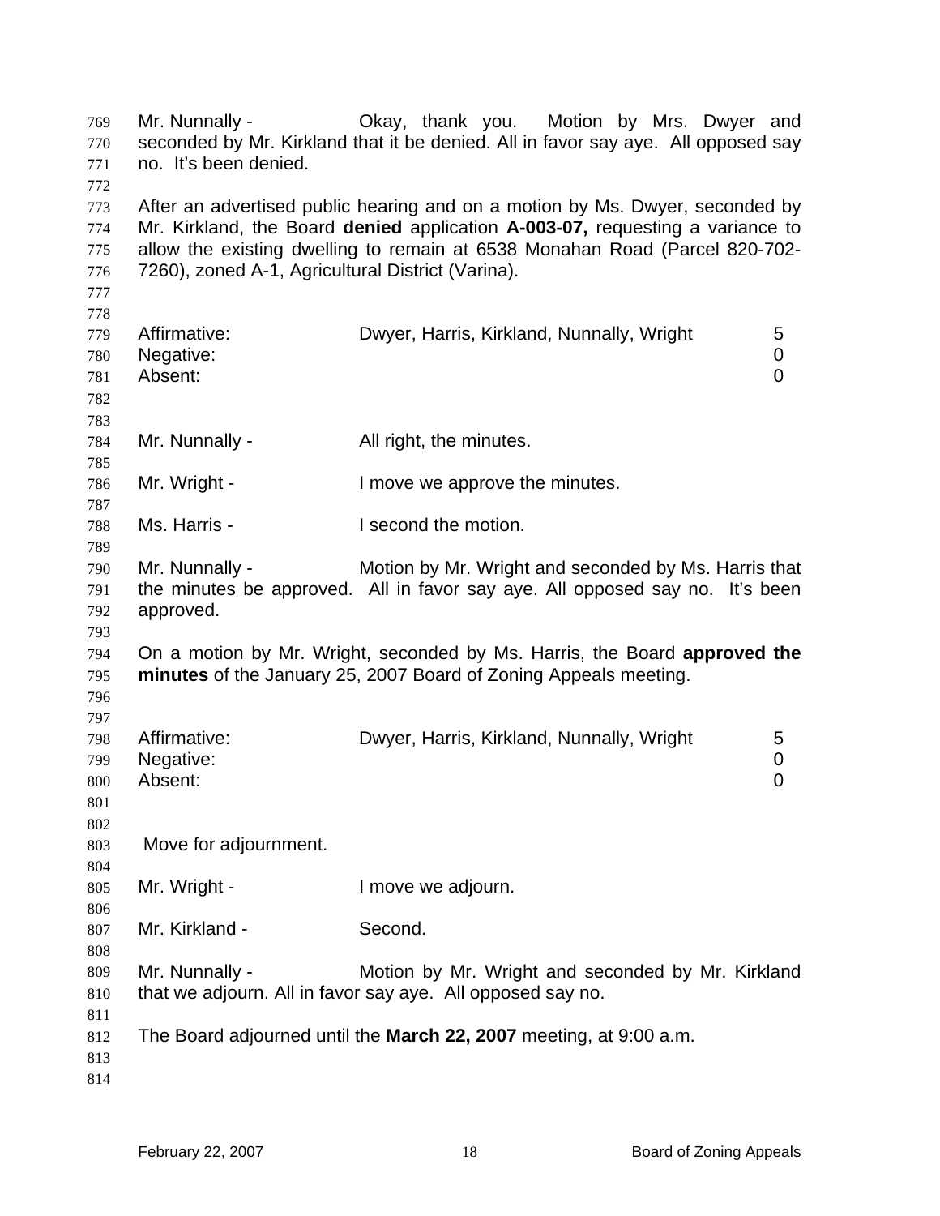Mr. Nunnally - Okay, thank you. Motion by Mrs. Dwyer and seconded by Mr. Kirkland that it be denied. All in favor say aye. All opposed say no. It's been denied.

After an advertised public hearing and on a motion by Ms. Dwyer, seconded by Mr. Kirkland, the Board **denied** application **A-003-07,** requesting a variance to allow the existing dwelling to remain at 6538 Monahan Road (Parcel 820-702-7260), zoned A-1, Agricultural District (Varina).

| | | |
|---|---|---|
| Affirmative: | Dwyer, Harris, Kirkland, Nunnally, Wright | 5 |
| Negative: | | 0 |
| Absent: | | 0 |

Mr. Nunnally - All right, the minutes.

Mr. Wright - I move we approve the minutes.

Ms. Harris - I second the motion.

Mr. Nunnally - Motion by Mr. Wright and seconded by Ms. Harris that the minutes be approved. All in favor say aye. All opposed say no. It's been approved.

On a motion by Mr. Wright, seconded by Ms. Harris, the Board **approved the minutes** of the January 25, 2007 Board of Zoning Appeals meeting.

| | | |
|---|---|---|
| Affirmative: | Dwyer, Harris, Kirkland, Nunnally, Wright | 5 |
| Negative: | | 0 |
| Absent: | | 0 |

Move for adjournment.

Mr. Wright - I move we adjourn.

Mr. Kirkland - Second.

Mr. Nunnally - Motion by Mr. Wright and seconded by Mr. Kirkland that we adjourn. All in favor say aye. All opposed say no.

The Board adjourned until the **March 22, 2007** meeting, at 9:00 a.m.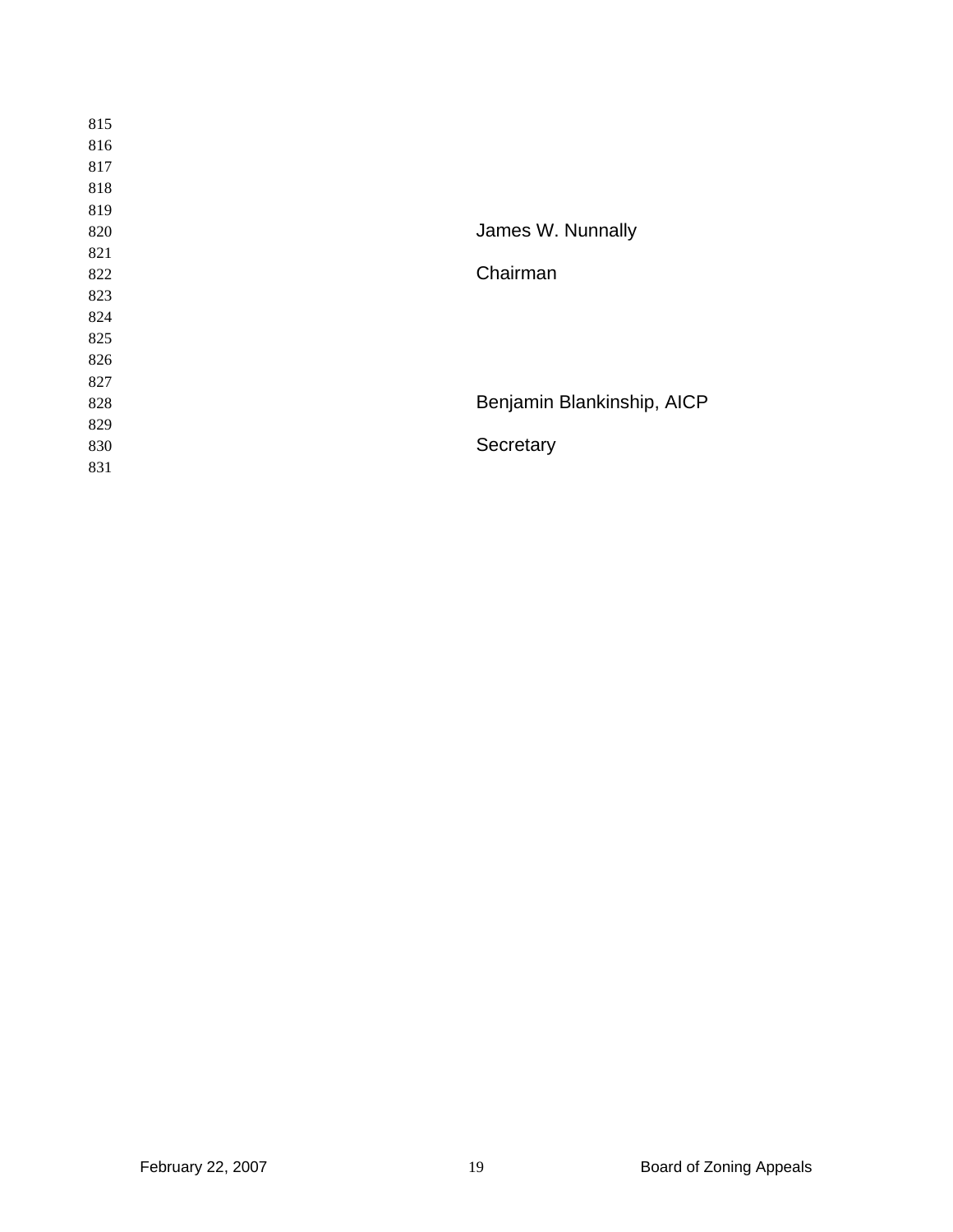James W. Nunnally

Chairman

Benjamin Blankinship, AICP

Secretary